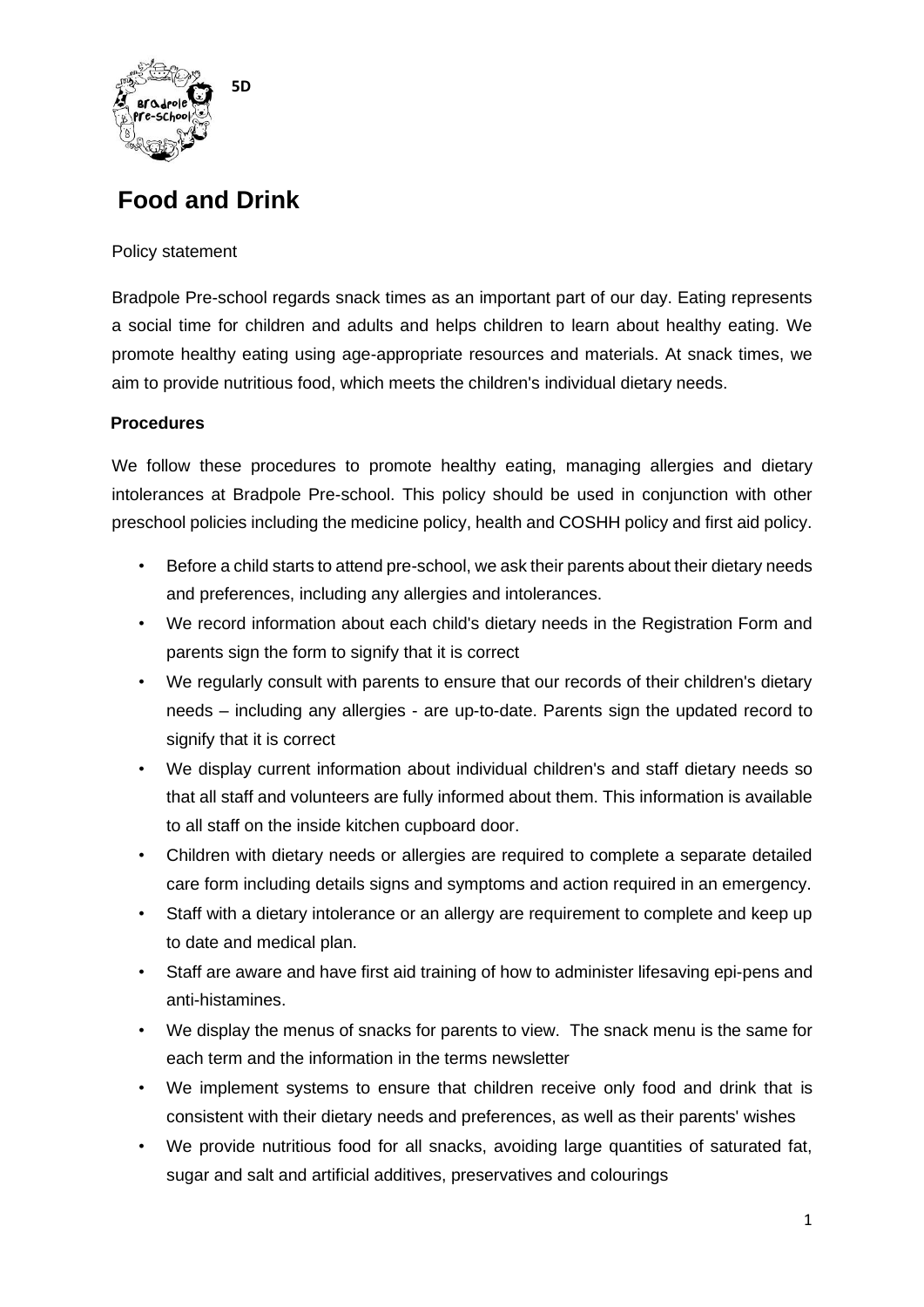5D

# Food and Drink

Policy statement

Bradpole Pre-school regards snack times as an important part of our day. Eating represents a social time for children and adults and helps children to learn about healthy eating. We promote healthy eating using age-appropriate resources and materials. At snack times, we aim to provide nutritious food, which meets the children's individual dietary needs.

**Procedures**

We follow these procedures to promote healthy eating, managing allergies and dietary intolerances at Bradpole Pre-school. This policy should be used in conjunction with other preschool policies including the medicine policy, health and COSHH policy and first aid policy.

- Before a child starts to attend pre-school, we ask their parents about their dietary needs and preferences, including any allergies and intolerances.
- We record information about each child's dietary needs in the Registration Form and parents sign the form to signify that it is correct
- We regularly consult with parents to ensure that our records of their children's dietary needs – including any allergies - are up-to-date. Parents sign the updated record to signify that it is correct
- We display current information about individual children's and staff dietary needs so that all staff and volunteers are fully informed about them. This information is available to all staff on the inside kitchen cupboard door.
- Children with dietary needs or allergies are required to complete a separate detailed care form including details signs and symptoms and action required in an emergency.
- Staff with a dietary intolerance or an allergy are requirement to complete and keep up to date and medical plan.
- Staff are aware and have first aid training of how to administer lifesaving epi-pens and anti-histamines.
- We display the menus of snacks for parents to view. The snack menu is the same for each term and the information in the terms newsletter
- We implement systems to ensure that children receive only food and drink that is consistent with their dietary needs and preferences, as well as their parents' wishes
- We provide nutritious food for all snacks, avoiding large quantities of saturated fat, sugar and salt and artificial additives, preservatives and colourings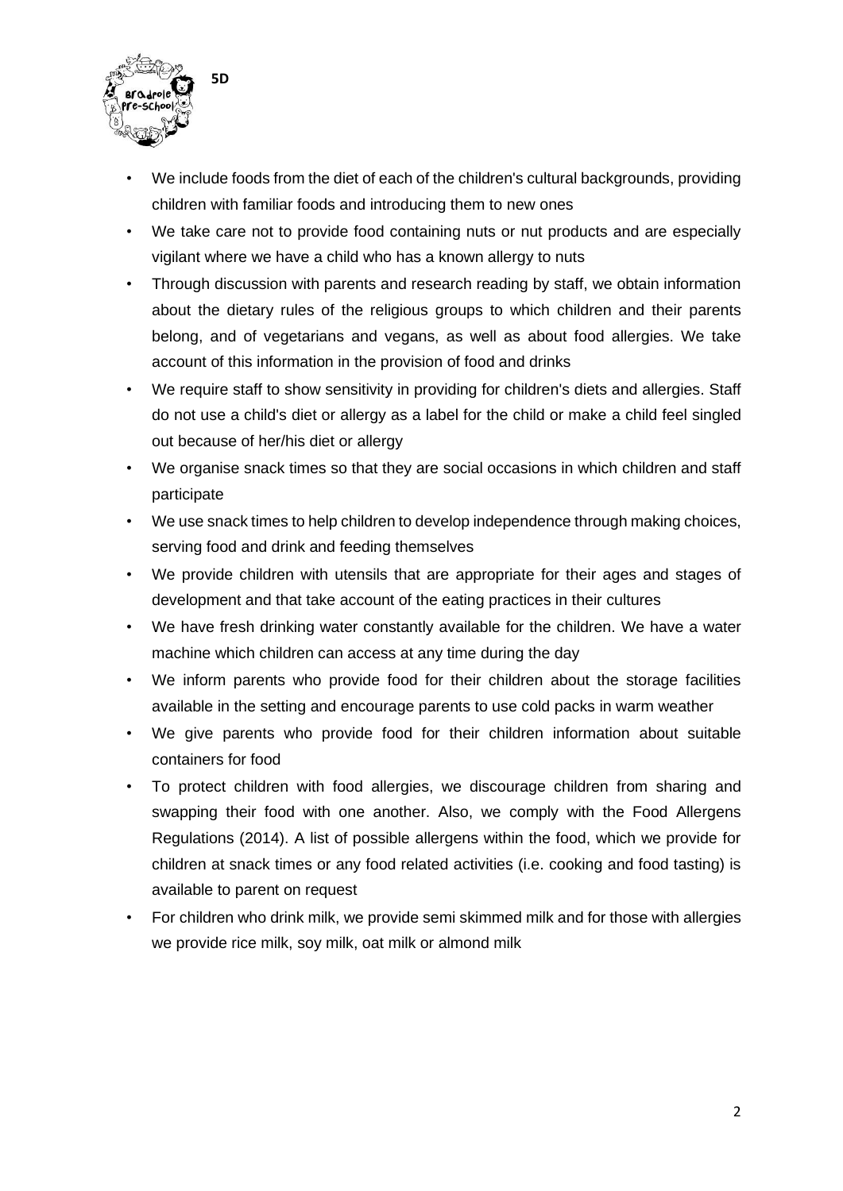- We include foods from the diet of each of the children's cultural backgrounds, providing children with familiar foods and introducing them to new ones
- We take care not to provide food containing nuts or nut products and are especially vigilant where we have a child who has a known allergy to nuts
- Through discussion with parents and research reading by staff, we obtain information about the dietary rules of the religious groups to which children and their parents belong, and of vegetarians and vegans, as well as about food allergies. We take account of this information in the provision of food and drinks
- We require staff to show sensitivity in providing for children's diets and allergies. Staff do not use a child's diet or allergy as a label for the child or make a child feel singled out because of her/his diet or allergy
- We organise snack times so that they are social occasions in which children and staff participate
- We use snack times to help children to develop independence through making choices, serving food and drink and feeding themselves
- We provide children with utensils that are appropriate for their ages and stages of development and that take account of the eating practices in their cultures
- We have fresh drinking water constantly available for the children. We have a water machine which children can access at any time during the day
- We inform parents who provide food for their children about the storage facilities available in the setting and encourage parents to use cold packs in warm weather
- We give parents who provide food for their children information about suitable containers for food
- To protect children with food allergies, we discourage children from sharing and swapping their food with one another. Also, we comply with the Food Allergens Regulations (2014). A list of possible allergens within the food, which we provide for children at snack times or any food related activities (i.e. cooking and food tasting) is available to parent on request
- For children who drink milk, we provide semi skimmed milk and for those with allergies we provide rice milk, soy milk, oat milk or almond milk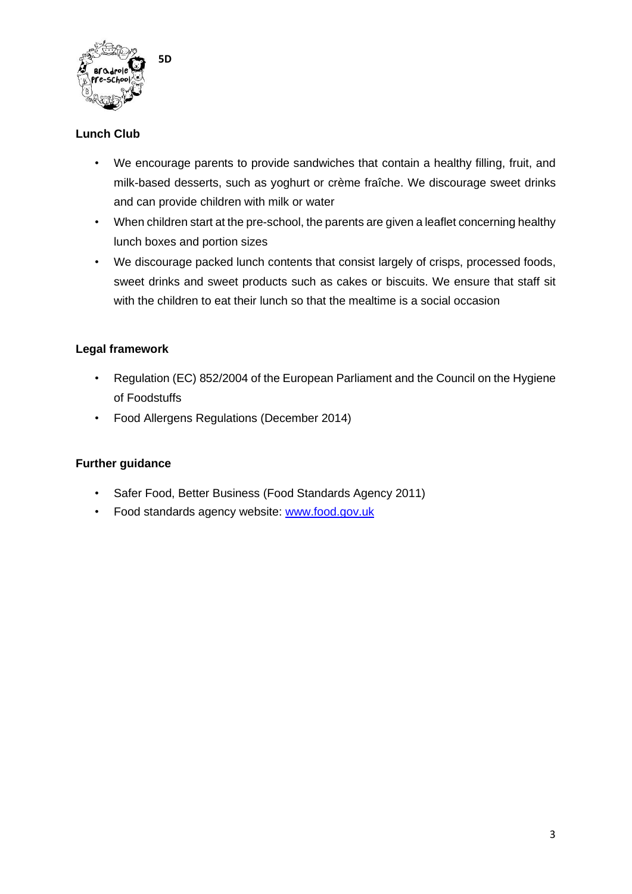## Lunch Club

- We encourage parents to provide sandwiches that contain a healthy filling, fruit, and milk-based desserts, such as yoghurt or crème fraîche. We discourage sweet drinks and can provide children with milk or water
- When children start at the pre-school, the parents are given a leaflet concerning healthy lunch boxes and portion sizes
- We discourage packed lunch contents that consist largely of crisps, processed foods, sweet drinks and sweet products such as cakes or biscuits. We ensure that staff sit with the children to eat their lunch so that the mealtime is a social occasion

## Legal framework

- Regulation (EC) 852/2004 of the European Parliament and the Council on the Hygiene of Foodstuffs
- Food Allergens Regulations (December 2014)

## Further guidance

- Safer Food, Better Business (Food Standards Agency 2011)
- Food standards agency website: [www.food.gov.uk](http://www.food.gov.uk)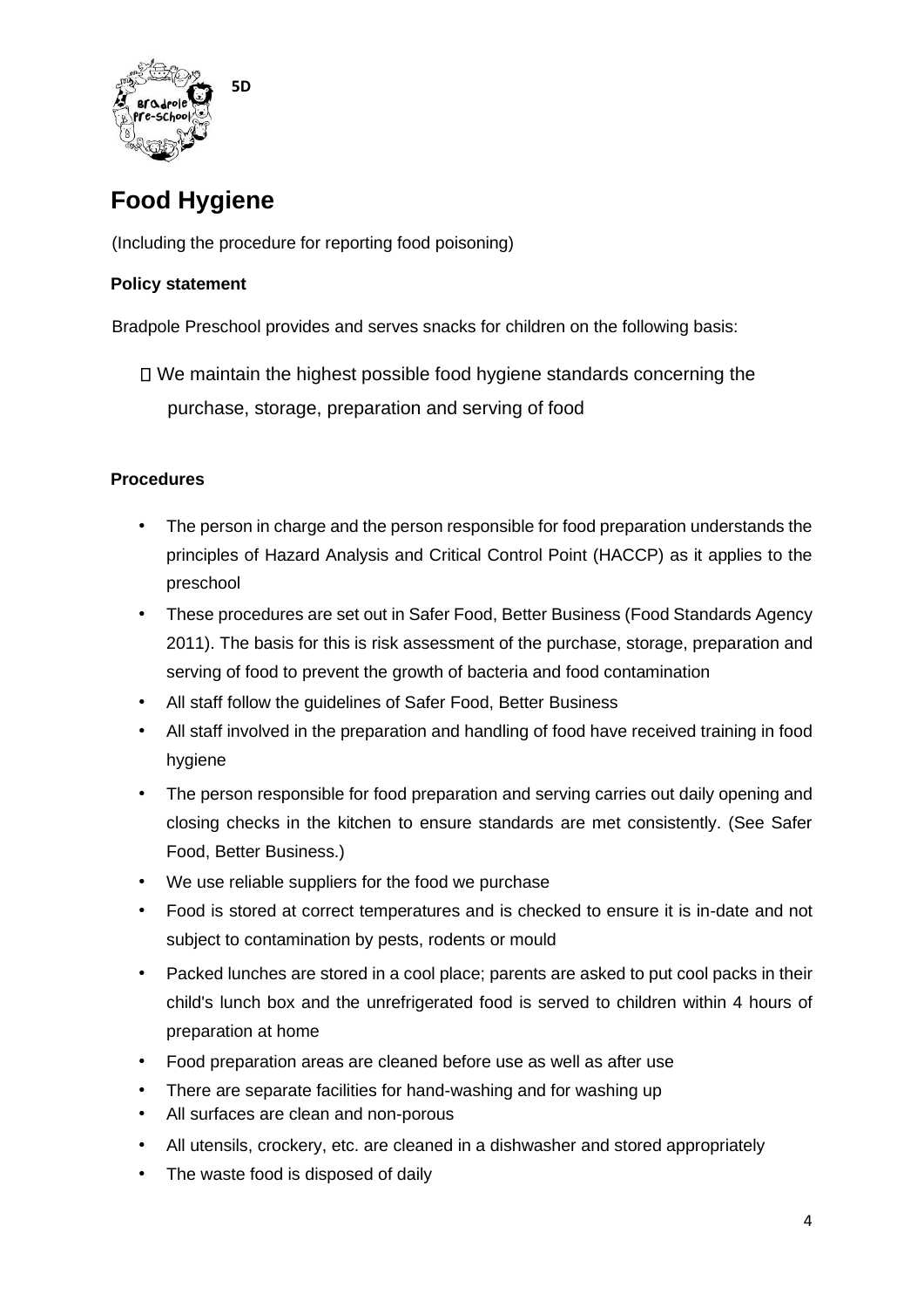5D

# Food Hygiene

(Including the procedure for reporting food poisoning)

**Policy statement**

Bradpole Preschool provides and serves snacks for children on the following basis:

- We maintain the highest possible food hygiene standards concerning the purchase, storage, preparation and serving of food

**Procedures**

- The person in charge and the person responsible for food preparation understands the principles of Hazard Analysis and Critical Control Point (HACCP) as it applies to the preschool
- These procedures are set out in Safer Food, Better Business (Food Standards Agency 2011). The basis for this is risk assessment of the purchase, storage, preparation and serving of food to prevent the growth of bacteria and food contamination
- All staff follow the guidelines of Safer Food, Better Business
- All staff involved in the preparation and handling of food have received training in food hygiene
- The person responsible for food preparation and serving carries out daily opening and closing checks in the kitchen to ensure standards are met consistently. (See Safer Food, Better Business.)
- We use reliable suppliers for the food we purchase
- Food is stored at correct temperatures and is checked to ensure it is in-date and not subject to contamination by pests, rodents or mould
- Packed lunches are stored in a cool place; parents are asked to put cool packs in their child's lunch box and the unrefrigerated food is served to children within 4 hours of preparation at home
- Food preparation areas are cleaned before use as well as after use
- There are separate facilities for hand-washing and for washing up
- All surfaces are clean and non-porous
- All utensils, crockery, etc. are cleaned in a dishwasher and stored appropriately
- The waste food is disposed of daily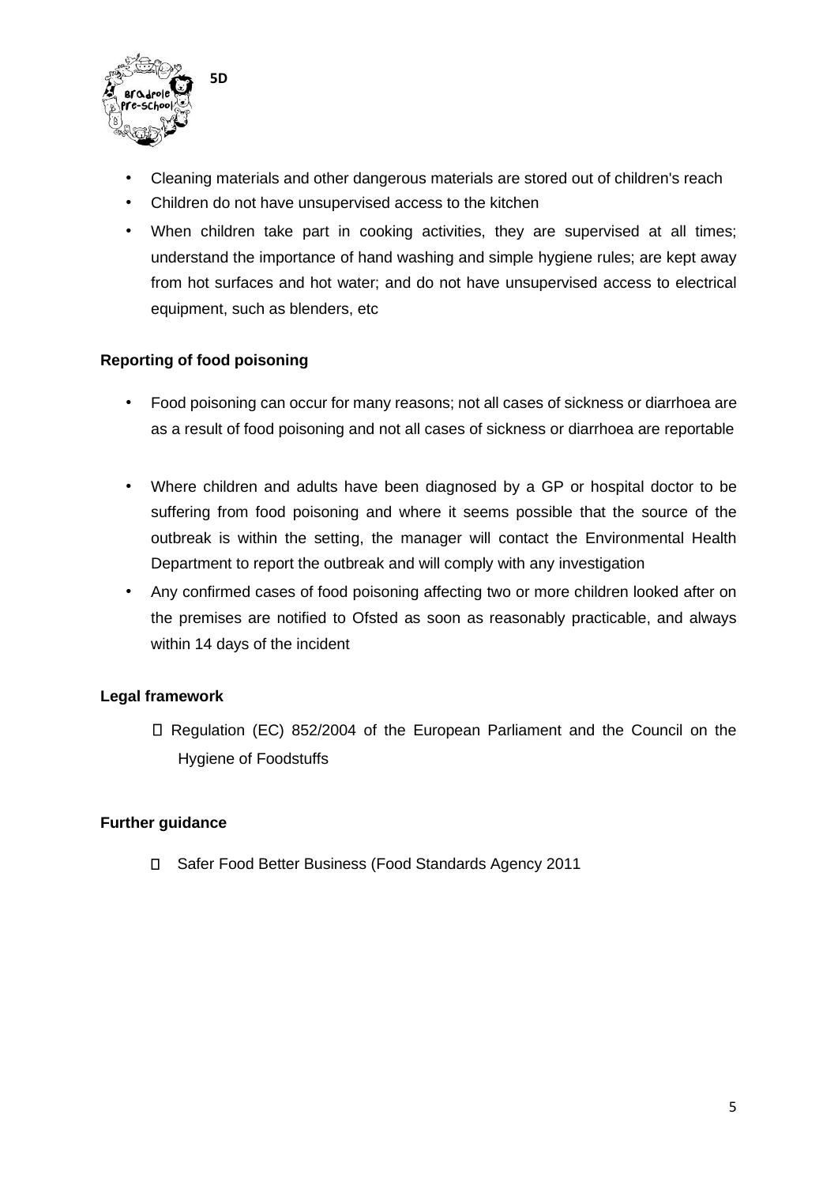- Cleaning materials and other dangerous materials are stored out of children's reach
- Children do not have unsupervised access to the kitchen
- When children take part in cooking activities, they are supervised at all times; understand the importance of hand washing and simple hygiene rules; are kept away from hot surfaces and hot water; and do not have unsupervised access to electrical equipment, such as blenders, etc

**Reporting of food poisoning**

- Food poisoning can occur for many reasons; not all cases of sickness or diarrhoea are as a result of food poisoning and not all cases of sickness or diarrhoea are reportable
- Where children and adults have been diagnosed by a GP or hospital doctor to be suffering from food poisoning and where it seems possible that the source of the outbreak is within the setting, the manager will contact the Environmental Health Department to report the outbreak and will comply with any investigation
- Any confirmed cases of food poisoning affecting two or more children looked after on the premises are notified to Ofsted as soon as reasonably practicable, and always within 14 days of the incident

**Legal framework**

- Regulation (EC) 852/2004 of the European Parliament and the Council on the Hygiene of Foodstuffs

**Further guidance**

- Safer Food Better Business (Food Standards Agency 2011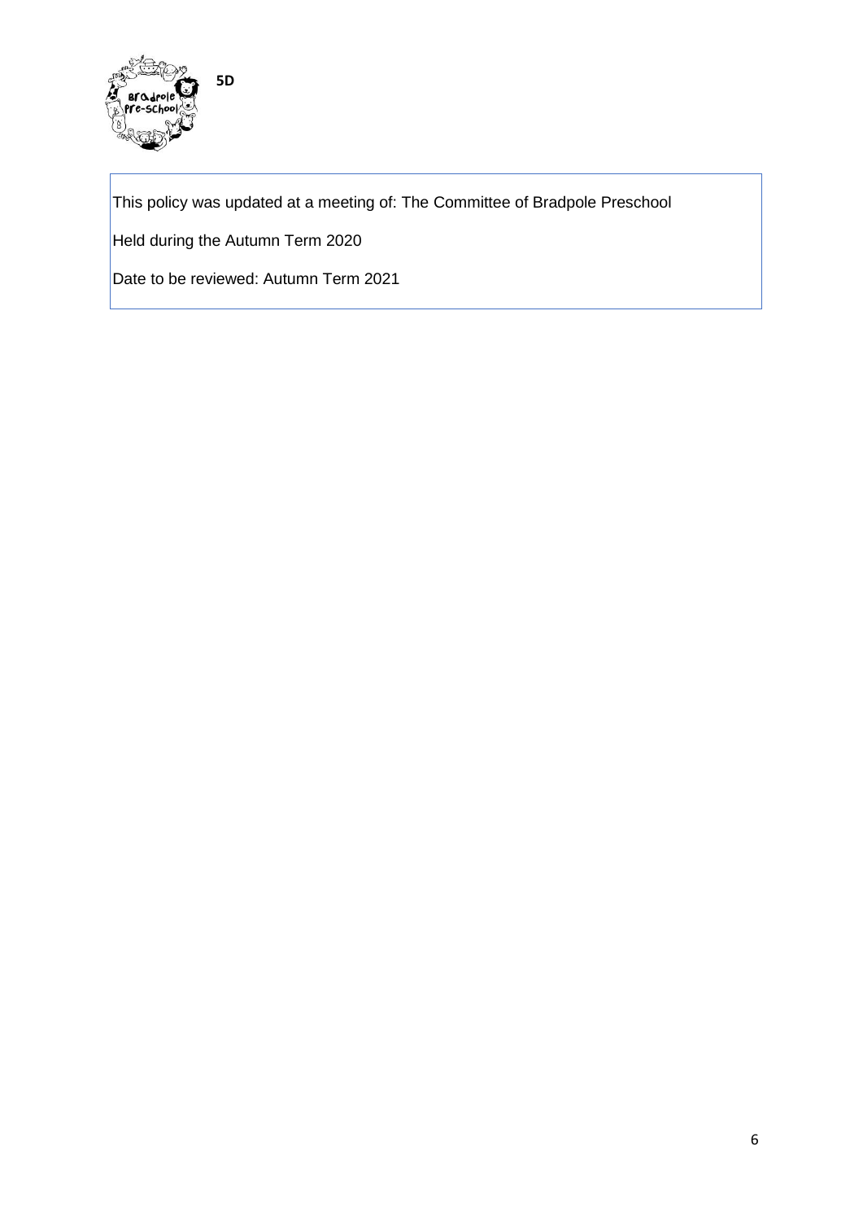**5D**

This policy was updated at a meeting of: The Committee of Bradpole Preschool

Held during the Autumn Term 2020

Date to be reviewed: Autumn Term 2021